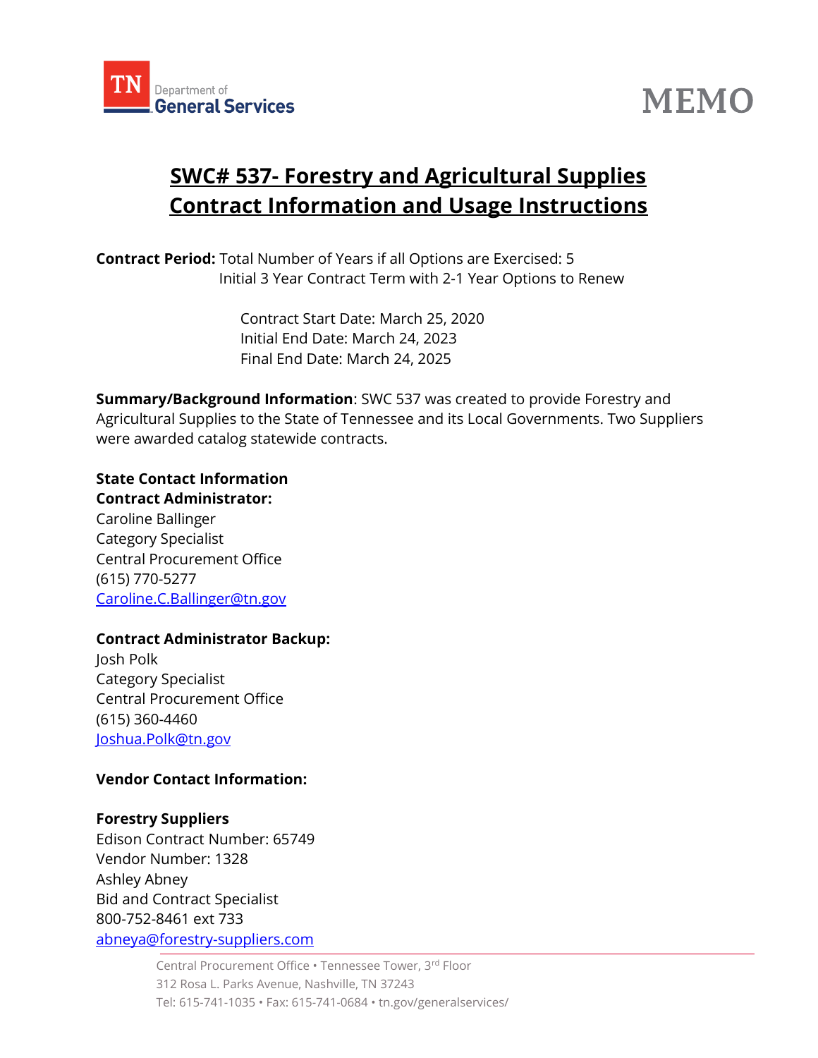TN Department of General Services

MEMO

# SWC# 537- Forestry and Agricultural Supplies Contract Information and Usage Instructions

**Contract Period:** Total Number of Years if all Options are Exercised: 5
Initial 3 Year Contract Term with 2-1 Year Options to Renew

Contract Start Date: March 25, 2020
Initial End Date: March 24, 2023
Final End Date: March 24, 2025

**Summary/Background Information**: SWC 537 was created to provide Forestry and Agricultural Supplies to the State of Tennessee and its Local Governments. Two Suppliers were awarded catalog statewide contracts.

**State Contact Information**
**Contract Administrator:**
Caroline Ballinger
Category Specialist
Central Procurement Office
(615) 770-5277
Caroline.C.Ballinger@tn.gov

**Contract Administrator Backup:**
Josh Polk
Category Specialist
Central Procurement Office
(615) 360-4460
Joshua.Polk@tn.gov

**Vendor Contact Information:**

**Forestry Suppliers**
Edison Contract Number: 65749
Vendor Number: 1328
Ashley Abney
Bid and Contract Specialist
800-752-8461 ext 733
abneya@forestry-suppliers.com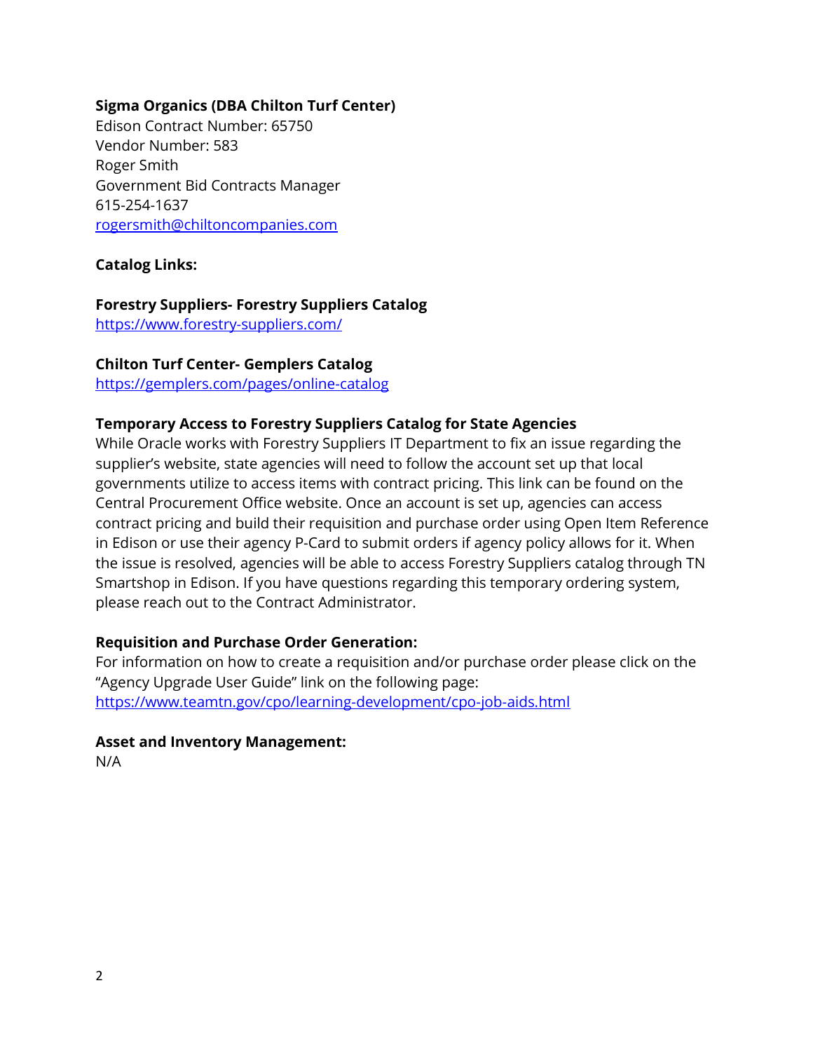**Sigma Organics (DBA Chilton Turf Center)**
Edison Contract Number: 65750
Vendor Number: 583
Roger Smith
Government Bid Contracts Manager
615-254-1637
rogersmith@chiltoncompanies.com

**Catalog Links:**

**Forestry Suppliers- Forestry Suppliers Catalog**
https://www.forestry-suppliers.com/

**Chilton Turf Center- Gemplers Catalog**
https://gemplers.com/pages/online-catalog

**Temporary Access to Forestry Suppliers Catalog for State Agencies**
While Oracle works with Forestry Suppliers IT Department to fix an issue regarding the supplier's website, state agencies will need to follow the account set up that local governments utilize to access items with contract pricing. This link can be found on the Central Procurement Office website. Once an account is set up, agencies can access contract pricing and build their requisition and purchase order using Open Item Reference in Edison or use their agency P-Card to submit orders if agency policy allows for it. When the issue is resolved, agencies will be able to access Forestry Suppliers catalog through TN Smartshop in Edison. If you have questions regarding this temporary ordering system, please reach out to the Contract Administrator.

**Requisition and Purchase Order Generation:**
For information on how to create a requisition and/or purchase order please click on the "Agency Upgrade User Guide" link on the following page:
https://www.teamtn.gov/cpo/learning-development/cpo-job-aids.html

**Asset and Inventory Management:**
N/A